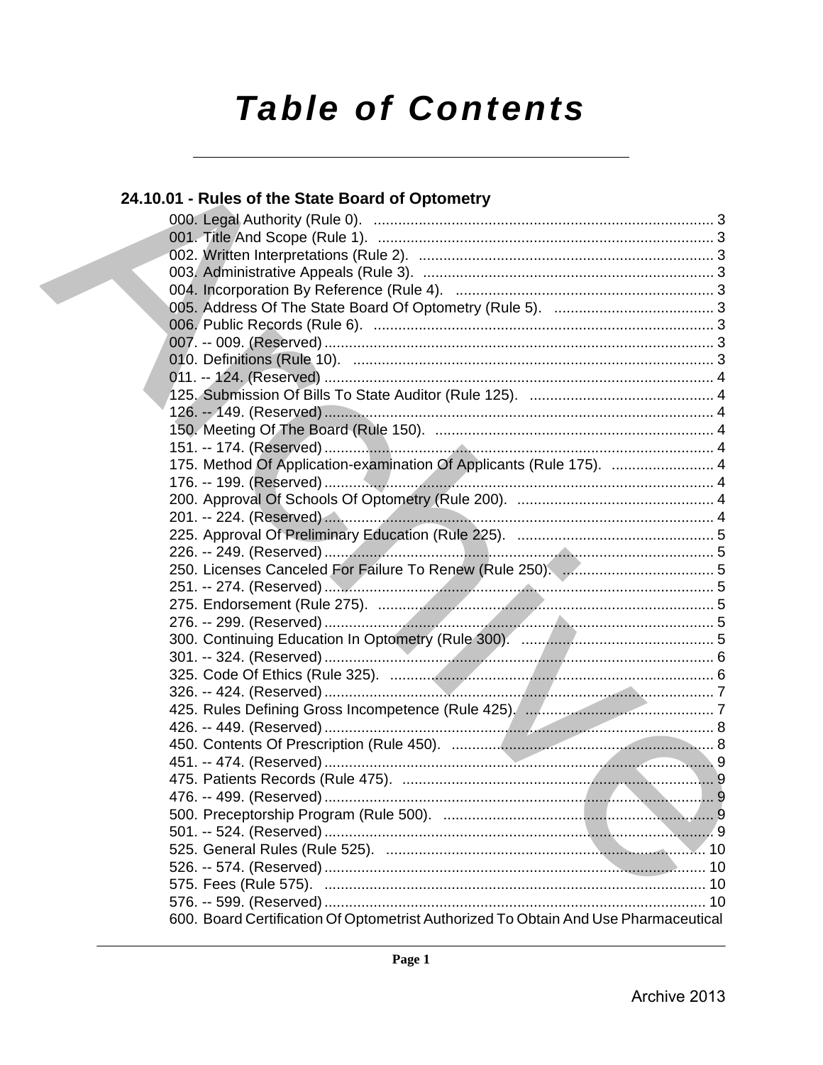# Table of Contents

## 24.10.01 - Rules of the State Board of Optometry

000. Legal Authority (Rule 0). ... 3
001. Title And Scope (Rule 1). ... 3
002. Written Interpretations (Rule 2). ... 3
003. Administrative Appeals (Rule 3). ... 3
004. Incorporation By Reference (Rule 4). ... 3
005. Address Of The State Board Of Optometry (Rule 5). ... 3
006. Public Records (Rule 6). ... 3
007. -- 009. (Reserved) ... 3
010. Definitions (Rule 10). ... 3
011. -- 124. (Reserved) ... 4
125. Submission Of Bills To State Auditor (Rule 125). ... 4
126. -- 149. (Reserved) ... 4
150. Meeting Of The Board (Rule 150). ... 4
151. -- 174. (Reserved) ... 4
175. Method Of Application-examination Of Applicants (Rule 175). ... 4
176. -- 199. (Reserved) ... 4
200. Approval Of Schools Of Optometry (Rule 200). ... 4
201. -- 224. (Reserved) ... 4
225. Approval Of Preliminary Education (Rule 225). ... 5
226. -- 249. (Reserved) ... 5
250. Licenses Canceled For Failure To Renew (Rule 250). ... 5
251. -- 274. (Reserved) ... 5
275. Endorsement (Rule 275). ... 5
276. -- 299. (Reserved) ... 5
300. Continuing Education In Optometry (Rule 300). ... 5
301. -- 324. (Reserved) ... 6
325. Code Of Ethics (Rule 325). ... 6
326. -- 424. (Reserved) ... 7
425. Rules Defining Gross Incompetence (Rule 425). ... 7
426. -- 449. (Reserved) ... 8
450. Contents Of Prescription (Rule 450). ... 8
451. -- 474. (Reserved) ... 9
475. Patients Records (Rule 475). ... 9
476. -- 499. (Reserved) ... 9
500. Preceptorship Program (Rule 500). ... 9
501. -- 524. (Reserved) ... 9
525. General Rules (Rule 525). ... 10
526. -- 574. (Reserved) ... 10
575. Fees (Rule 575). ... 10
576. -- 599. (Reserved) ... 10
600. Board Certification Of Optometrist Authorized To Obtain And Use Pharmaceutical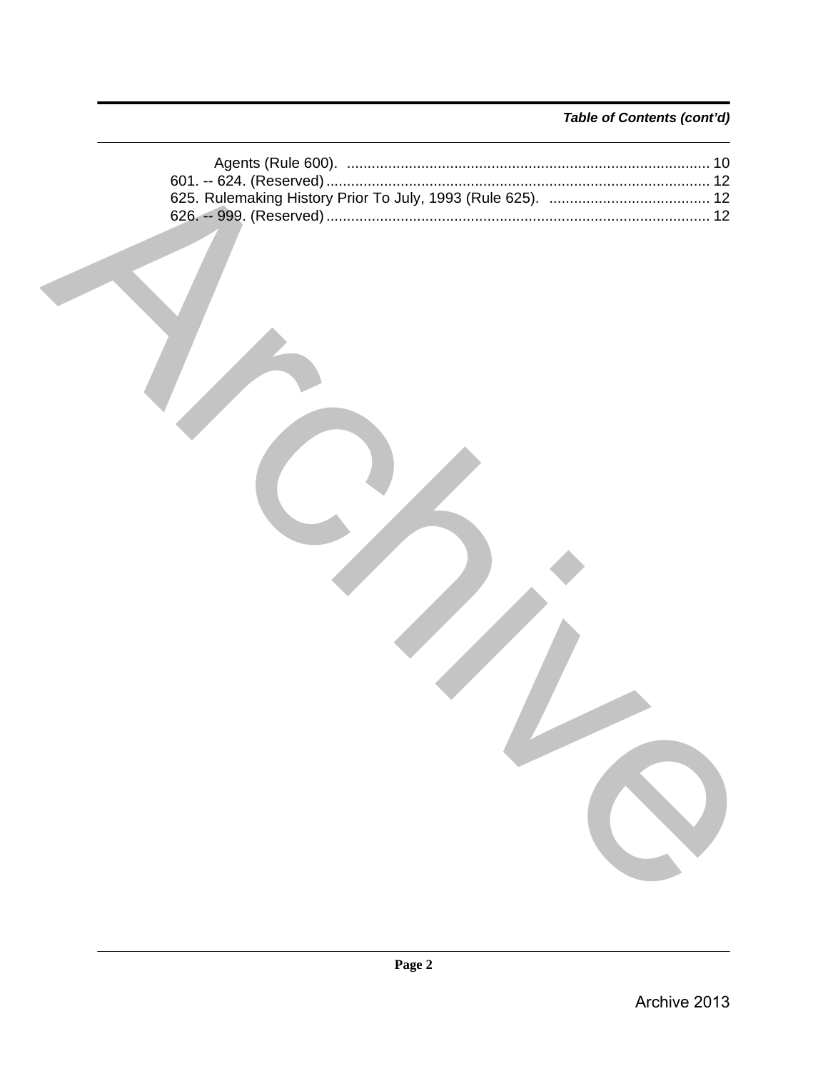*Table of Contents (cont'd)*

Agents (Rule 600). ........................................................................................ 10
601. -- 624. (Reserved) ............................................................................................ 12
625. Rulemaking History Prior To July, 1993 (Rule 625). ....................................... 12
626. -- 999. (Reserved) ............................................................................................ 12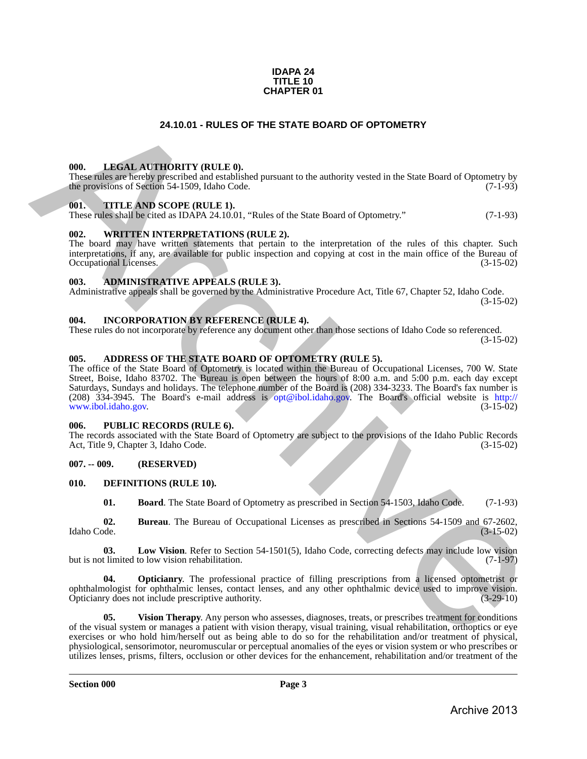# IDAPA 24
# TITLE 10
# CHAPTER 01

## 24.10.01 - RULES OF THE STATE BOARD OF OPTOMETRY

### 000. LEGAL AUTHORITY (RULE 0).

These rules are hereby prescribed and established pursuant to the authority vested in the State Board of Optometry by the provisions of Section 54-1509, Idaho Code. (7-1-93)

### 001. TITLE AND SCOPE (RULE 1).

These rules shall be cited as IDAPA 24.10.01, "Rules of the State Board of Optometry." (7-1-93)

### 002. WRITTEN INTERPRETATIONS (RULE 2).

The board may have written statements that pertain to the interpretation of the rules of this chapter. Such interpretations, if any, are available for public inspection and copying at cost in the main office of the Bureau of Occupational Licenses. (3-15-02)

### 003. ADMINISTRATIVE APPEALS (RULE 3).

Administrative appeals shall be governed by the Administrative Procedure Act, Title 67, Chapter 52, Idaho Code. (3-15-02)

### 004. INCORPORATION BY REFERENCE (RULE 4).

These rules do not incorporate by reference any document other than those sections of Idaho Code so referenced. (3-15-02)

### 005. ADDRESS OF THE STATE BOARD OF OPTOMETRY (RULE 5).

The office of the State Board of Optometry is located within the Bureau of Occupational Licenses, 700 W. State Street, Boise, Idaho 83702. The Bureau is open between the hours of 8:00 a.m. and 5:00 p.m. each day except Saturdays, Sundays and holidays. The telephone number of the Board is (208) 334-3233. The Board's fax number is (208) 334-3945. The Board's e-mail address is opt@ibol.idaho.gov. The Board's official website is http://www.ibol.idaho.gov. (3-15-02)

### 006. PUBLIC RECORDS (RULE 6).

The records associated with the State Board of Optometry are subject to the provisions of the Idaho Public Records Act, Title 9, Chapter 3, Idaho Code. (3-15-02)

### 007. -- 009. (RESERVED)

### 010. DEFINITIONS (RULE 10).

**01. Board**. The State Board of Optometry as prescribed in Section 54-1503, Idaho Code. (7-1-93)

**02. Bureau**. The Bureau of Occupational Licenses as prescribed in Sections 54-1509 and 67-2602, Idaho Code. (3-15-02)

**03. Low Vision**. Refer to Section 54-1501(5), Idaho Code, correcting defects may include low vision but is not limited to low vision rehabilitation. (7-1-97)

**04. Opticianry**. The professional practice of filling prescriptions from a licensed optometrist or ophthalmologist for ophthalmic lenses, contact lenses, and any other ophthalmic device used to improve vision. Opticianry does not include prescriptive authority. (3-29-10)

**05. Vision Therapy**. Any person who assesses, diagnoses, treats, or prescribes treatment for conditions of the visual system or manages a patient with vision therapy, visual training, visual rehabilitation, orthoptics or eye exercises or who hold him/herself out as being able to do so for the rehabilitation and/or treatment of physical, physiological, sensorimotor, neuromuscular or perceptual anomalies of the eyes or vision system or who prescribes or utilizes lenses, prisms, filters, occlusion or other devices for the enhancement, rehabilitation and/or treatment of the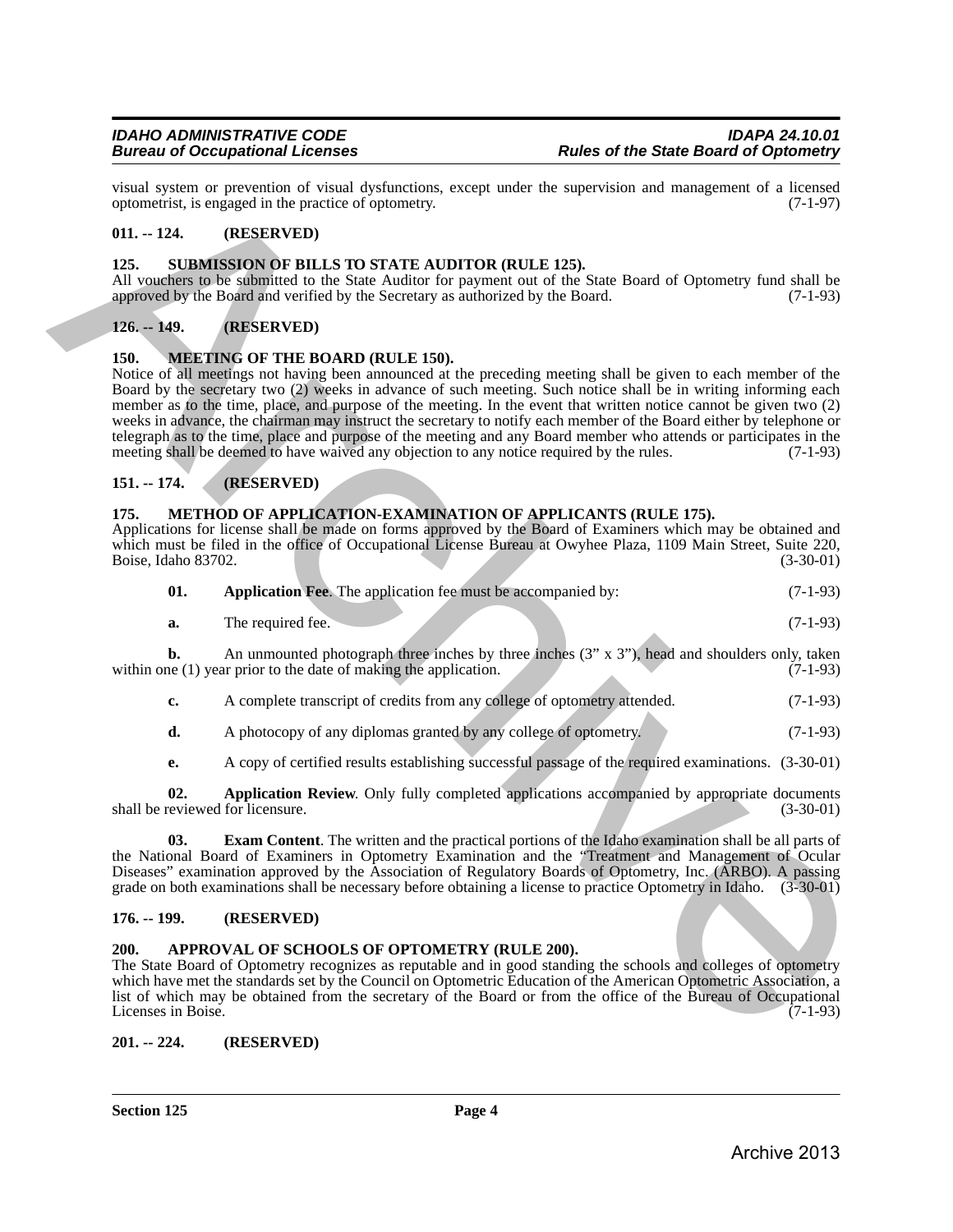visual system or prevention of visual dysfunctions, except under the supervision and management of a licensed optometrist, is engaged in the practice of optometry. (7-1-97)

### 011. -- 124. (RESERVED)

### 125. SUBMISSION OF BILLS TO STATE AUDITOR (RULE 125).

All vouchers to be submitted to the State Auditor for payment out of the State Board of Optometry fund shall be approved by the Board and verified by the Secretary as authorized by the Board. (7-1-93)

### 126. -- 149. (RESERVED)

### 150. MEETING OF THE BOARD (RULE 150).

Notice of all meetings not having been announced at the preceding meeting shall be given to each member of the Board by the secretary two (2) weeks in advance of such meeting. Such notice shall be in writing informing each member as to the time, place, and purpose of the meeting. In the event that written notice cannot be given two (2) weeks in advance, the chairman may instruct the secretary to notify each member of the Board either by telephone or telegraph as to the time, place and purpose of the meeting and any Board member who attends or participates in the meeting shall be deemed to have waived any objection to any notice required by the rules. (7-1-93)

### 151. -- 174. (RESERVED)

### 175. METHOD OF APPLICATION-EXAMINATION OF APPLICANTS (RULE 175).

Applications for license shall be made on forms approved by the Board of Examiners which may be obtained and which must be filed in the office of Occupational License Bureau at Owyhee Plaza, 1109 Main Street, Suite 220, Boise, Idaho 83702. (3-30-01)

**01. Application Fee**. The application fee must be accompanied by: (7-1-93)

**a.** The required fee. (7-1-93)

**b.** An unmounted photograph three inches by three inches (3” x 3”), head and shoulders only, taken within one (1) year prior to the date of making the application. (7-1-93)

**c.** A complete transcript of credits from any college of optometry attended. (7-1-93)

**d.** A photocopy of any diplomas granted by any college of optometry. (7-1-93)

**e.** A copy of certified results establishing successful passage of the required examinations. (3-30-01)

**02. Application Review**. Only fully completed applications accompanied by appropriate documents shall be reviewed for licensure. (3-30-01)

**03. Exam Content**. The written and the practical portions of the Idaho examination shall be all parts of the National Board of Examiners in Optometry Examination and the “Treatment and Management of Ocular Diseases” examination approved by the Association of Regulatory Boards of Optometry, Inc. (ARBO). A passing grade on both examinations shall be necessary before obtaining a license to practice Optometry in Idaho. (3-30-01)

### 176. -- 199. (RESERVED)

### 200. APPROVAL OF SCHOOLS OF OPTOMETRY (RULE 200).

The State Board of Optometry recognizes as reputable and in good standing the schools and colleges of optometry which have met the standards set by the Council on Optometric Education of the American Optometric Association, a list of which may be obtained from the secretary of the Board or from the office of the Bureau of Occupational Licenses in Boise. (7-1-93)

### 201. -- 224. (RESERVED)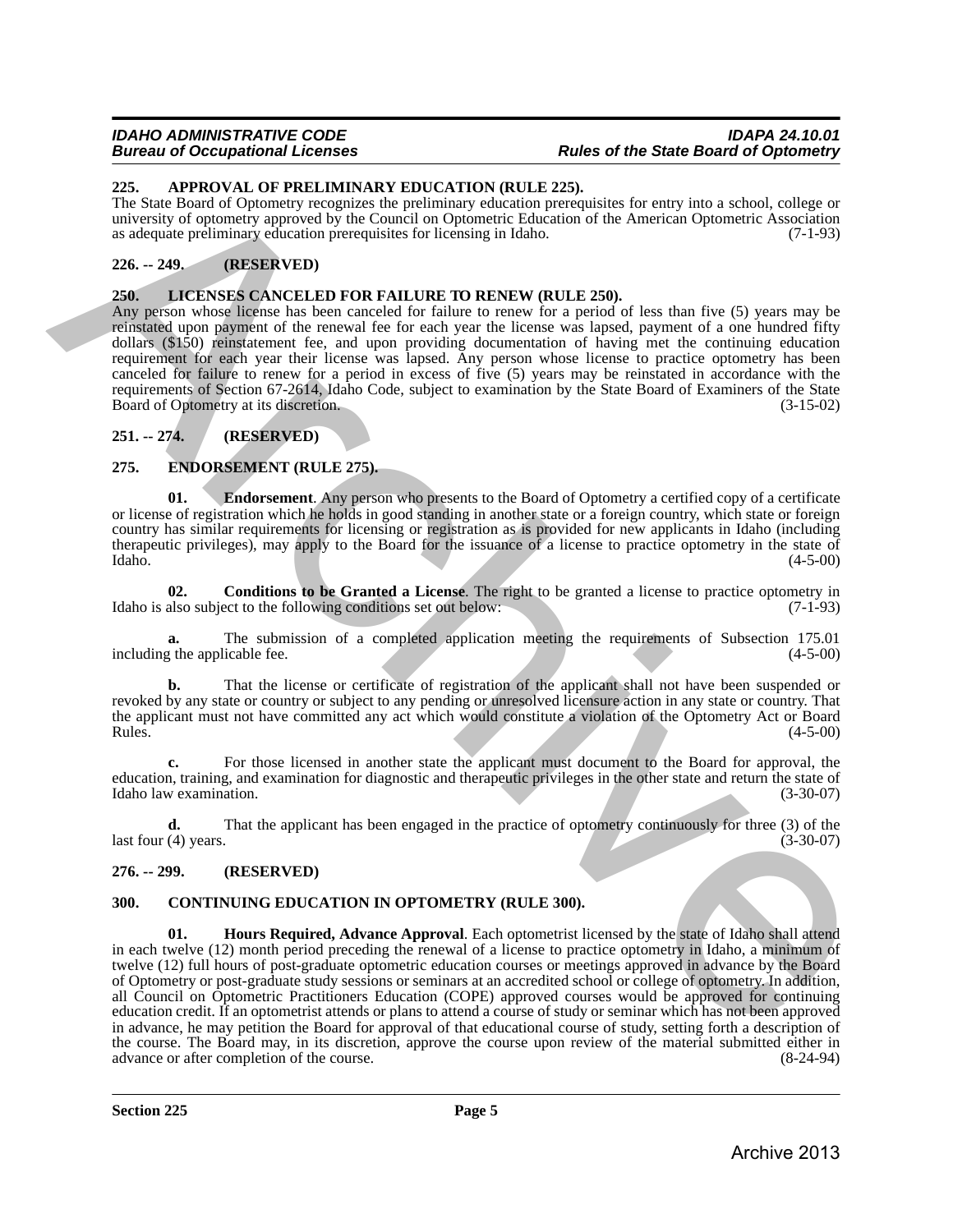## 225. APPROVAL OF PRELIMINARY EDUCATION (RULE 225).

The State Board of Optometry recognizes the preliminary education prerequisites for entry into a school, college or university of optometry approved by the Council on Optometric Education of the American Optometric Association as adequate preliminary education prerequisites for licensing in Idaho. (7-1-93)

## 226. -- 249. (RESERVED)

## 250. LICENSES CANCELED FOR FAILURE TO RENEW (RULE 250).

Any person whose license has been canceled for failure to renew for a period of less than five (5) years may be reinstated upon payment of the renewal fee for each year the license was lapsed, payment of a one hundred fifty dollars ($150) reinstatement fee, and upon providing documentation of having met the continuing education requirement for each year their license was lapsed. Any person whose license to practice optometry has been canceled for failure to renew for a period in excess of five (5) years may be reinstated in accordance with the requirements of Section 67-2614, Idaho Code, subject to examination by the State Board of Examiners of the State Board of Optometry at its discretion. (3-15-02)

## 251. -- 274. (RESERVED)

## 275. ENDORSEMENT (RULE 275).

**01. Endorsement**. Any person who presents to the Board of Optometry a certified copy of a certificate or license of registration which he holds in good standing in another state or a foreign country, which state or foreign country has similar requirements for licensing or registration as is provided for new applicants in Idaho (including therapeutic privileges), may apply to the Board for the issuance of a license to practice optometry in the state of Idaho. (4-5-00)

**02. Conditions to be Granted a License**. The right to be granted a license to practice optometry in Idaho is also subject to the following conditions set out below: (7-1-93)

**a.** The submission of a completed application meeting the requirements of Subsection 175.01 including the applicable fee. (4-5-00)

**b.** That the license or certificate of registration of the applicant shall not have been suspended or revoked by any state or country or subject to any pending or unresolved licensure action in any state or country. That the applicant must not have committed any act which would constitute a violation of the Optometry Act or Board Rules. (4-5-00)

**c.** For those licensed in another state the applicant must document to the Board for approval, the education, training, and examination for diagnostic and therapeutic privileges in the other state and return the state of Idaho law examination. (3-30-07)

**d.** That the applicant has been engaged in the practice of optometry continuously for three (3) of the last four (4) years. (3-30-07)

## 276. -- 299. (RESERVED)

## 300. CONTINUING EDUCATION IN OPTOMETRY (RULE 300).

**01. Hours Required, Advance Approval**. Each optometrist licensed by the state of Idaho shall attend in each twelve (12) month period preceding the renewal of a license to practice optometry in Idaho, a minimum of twelve (12) full hours of post-graduate optometric education courses or meetings approved in advance by the Board of Optometry or post-graduate study sessions or seminars at an accredited school or college of optometry. In addition, all Council on Optometric Practitioners Education (COPE) approved courses would be approved for continuing education credit. If an optometrist attends or plans to attend a course of study or seminar which has not been approved in advance, he may petition the Board for approval of that educational course of study, setting forth a description of the course. The Board may, in its discretion, approve the course upon review of the material submitted either in advance or after completion of the course. (8-24-94)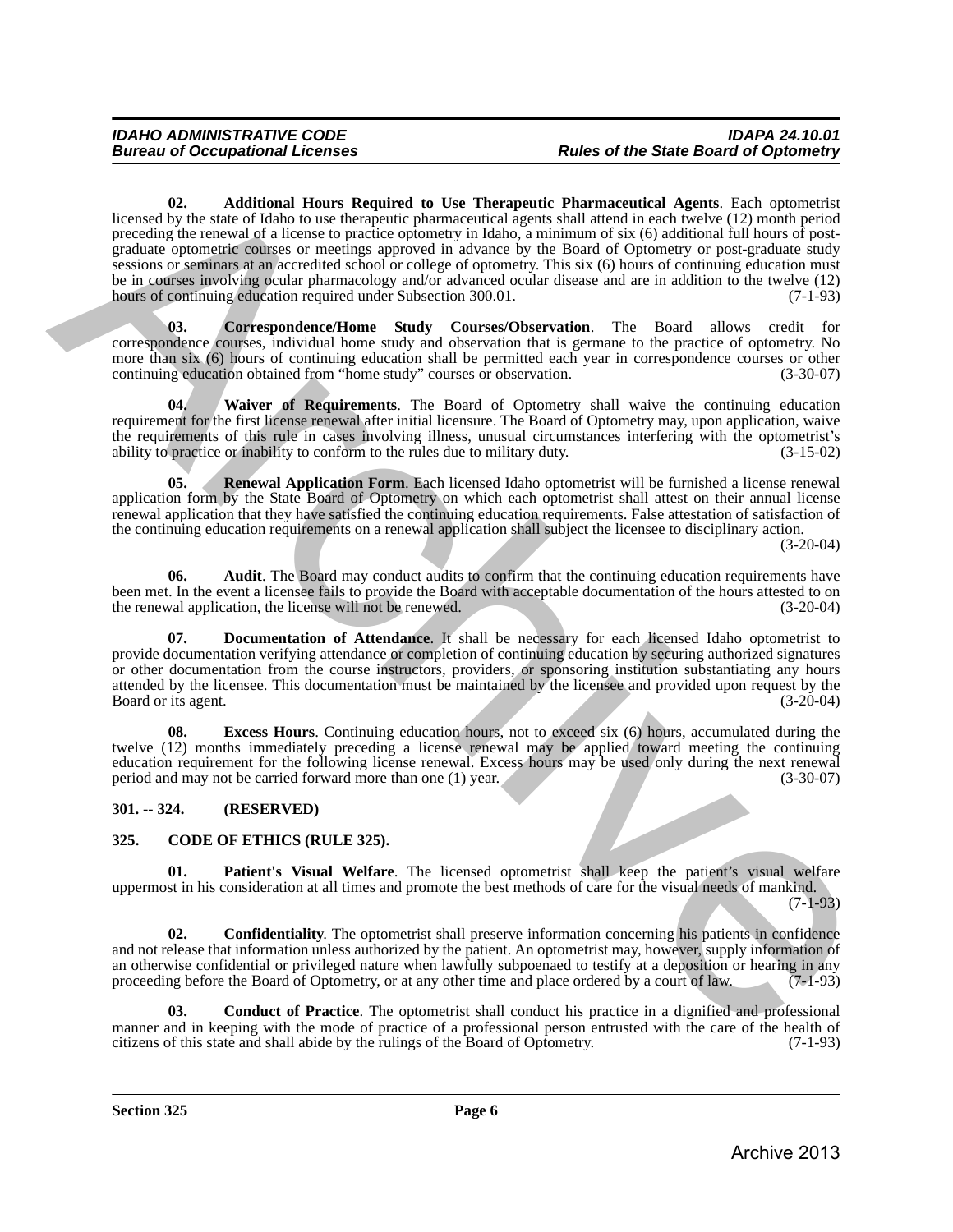**02. Additional Hours Required to Use Therapeutic Pharmaceutical Agents**. Each optometrist licensed by the state of Idaho to use therapeutic pharmaceutical agents shall attend in each twelve (12) month period preceding the renewal of a license to practice optometry in Idaho, a minimum of six (6) additional full hours of post-graduate optometric courses or meetings approved in advance by the Board of Optometry or post-graduate study sessions or seminars at an accredited school or college of optometry. This six (6) hours of continuing education must be in courses involving ocular pharmacology and/or advanced ocular disease and are in addition to the twelve (12) hours of continuing education required under Subsection 300.01. (7-1-93)

**03. Correspondence/Home Study Courses/Observation**. The Board allows credit for correspondence courses, individual home study and observation that is germane to the practice of optometry. No more than six (6) hours of continuing education shall be permitted each year in correspondence courses or other continuing education obtained from "home study" courses or observation. (3-30-07)

**04. Waiver of Requirements**. The Board of Optometry shall waive the continuing education requirement for the first license renewal after initial licensure. The Board of Optometry may, upon application, waive the requirements of this rule in cases involving illness, unusual circumstances interfering with the optometrist's ability to practice or inability to conform to the rules due to military duty. (3-15-02)

**05. Renewal Application Form**. Each licensed Idaho optometrist will be furnished a license renewal application form by the State Board of Optometry on which each optometrist shall attest on their annual license renewal application that they have satisfied the continuing education requirements. False attestation of satisfaction of the continuing education requirements on a renewal application shall subject the licensee to disciplinary action. (3-20-04)

**06. Audit**. The Board may conduct audits to confirm that the continuing education requirements have been met. In the event a licensee fails to provide the Board with acceptable documentation of the hours attested to on the renewal application, the license will not be renewed. (3-20-04)

**07. Documentation of Attendance**. It shall be necessary for each licensed Idaho optometrist to provide documentation verifying attendance or completion of continuing education by securing authorized signatures or other documentation from the course instructors, providers, or sponsoring institution substantiating any hours attended by the licensee. This documentation must be maintained by the licensee and provided upon request by the Board or its agent. (3-20-04)

**08. Excess Hours**. Continuing education hours, not to exceed six (6) hours, accumulated during the twelve (12) months immediately preceding a license renewal may be applied toward meeting the continuing education requirement for the following license renewal. Excess hours may be used only during the next renewal period and may not be carried forward more than one (1) year. (3-30-07)

## 301. -- 324. (RESERVED)

## 325. CODE OF ETHICS (RULE 325).

**01. Patient's Visual Welfare**. The licensed optometrist shall keep the patient's visual welfare uppermost in his consideration at all times and promote the best methods of care for the visual needs of mankind. (7-1-93)

**02. Confidentiality**. The optometrist shall preserve information concerning his patients in confidence and not release that information unless authorized by the patient. An optometrist may, however, supply information of an otherwise confidential or privileged nature when lawfully subpoenaed to testify at a deposition or hearing in any proceeding before the Board of Optometry, or at any other time and place ordered by a court of law. (7-1-93)

**03. Conduct of Practice**. The optometrist shall conduct his practice in a dignified and professional manner and in keeping with the mode of practice of a professional person entrusted with the care of the health of citizens of this state and shall abide by the rulings of the Board of Optometry. (7-1-93)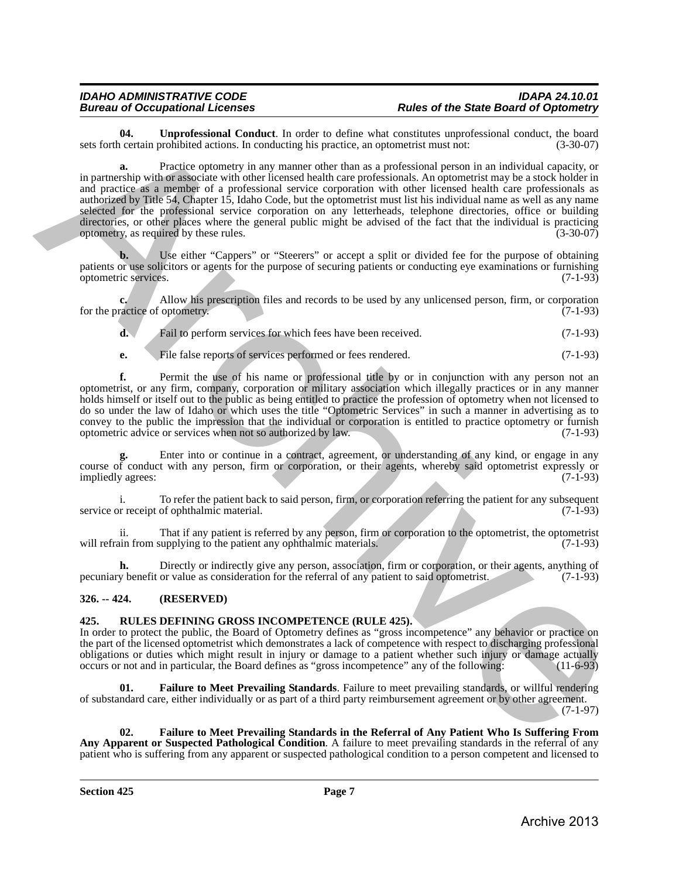**04. Unprofessional Conduct**. In order to define what constitutes unprofessional conduct, the board sets forth certain prohibited actions. In conducting his practice, an optometrist must not: (3-30-07)

**a.** Practice optometry in any manner other than as a professional person in an individual capacity, or in partnership with or associate with other licensed health care professionals. An optometrist may be a stock holder in and practice as a member of a professional service corporation with other licensed health care professionals as authorized by Title 54, Chapter 15, Idaho Code, but the optometrist must list his individual name as well as any name selected for the professional service corporation on any letterheads, telephone directories, office or building directories, or other places where the general public might be advised of the fact that the individual is practicing optometry, as required by these rules. (3-30-07)

**b.** Use either "Cappers" or "Steerers" or accept a split or divided fee for the purpose of obtaining patients or use solicitors or agents for the purpose of securing patients or conducting eye examinations or furnishing optometric services. (7-1-93)

**c.** Allow his prescription files and records to be used by any unlicensed person, firm, or corporation for the practice of optometry. (7-1-93)

**d.** Fail to perform services for which fees have been received. (7-1-93)

**e.** File false reports of services performed or fees rendered. (7-1-93)

**f.** Permit the use of his name or professional title by or in conjunction with any person not an optometrist, or any firm, company, corporation or military association which illegally practices or in any manner holds himself or itself out to the public as being entitled to practice the profession of optometry when not licensed to do so under the law of Idaho or which uses the title "Optometric Services" in such a manner in advertising as to convey to the public the impression that the individual or corporation is entitled to practice optometry or furnish optometric advice or services when not so authorized by law. (7-1-93)

**g.** Enter into or continue in a contract, agreement, or understanding of any kind, or engage in any course of conduct with any person, firm or corporation, or their agents, whereby said optometrist expressly or impliedly agrees: (7-1-93)

i. To refer the patient back to said person, firm, or corporation referring the patient for any subsequent service or receipt of ophthalmic material. (7-1-93)

ii. That if any patient is referred by any person, firm or corporation to the optometrist, the optometrist will refrain from supplying to the patient any ophthalmic materials. (7-1-93)

**h.** Directly or indirectly give any person, association, firm or corporation, or their agents, anything of pecuniary benefit or value as consideration for the referral of any patient to said optometrist. (7-1-93)

## 326. -- 424. (RESERVED)

## 425. RULES DEFINING GROSS INCOMPETENCE (RULE 425).

In order to protect the public, the Board of Optometry defines as "gross incompetence" any behavior or practice on the part of the licensed optometrist which demonstrates a lack of competence with respect to discharging professional obligations or duties which might result in injury or damage to a patient whether such injury or damage actually occurs or not and in particular, the Board defines as "gross incompetence" any of the following: (11-6-93)

**01. Failure to Meet Prevailing Standards**. Failure to meet prevailing standards, or willful rendering of substandard care, either individually or as part of a third party reimbursement agreement or by other agreement. (7-1-97)

**02. Failure to Meet Prevailing Standards in the Referral of Any Patient Who Is Suffering From Any Apparent or Suspected Pathological Condition**. A failure to meet prevailing standards in the referral of any patient who is suffering from any apparent or suspected pathological condition to a person competent and licensed to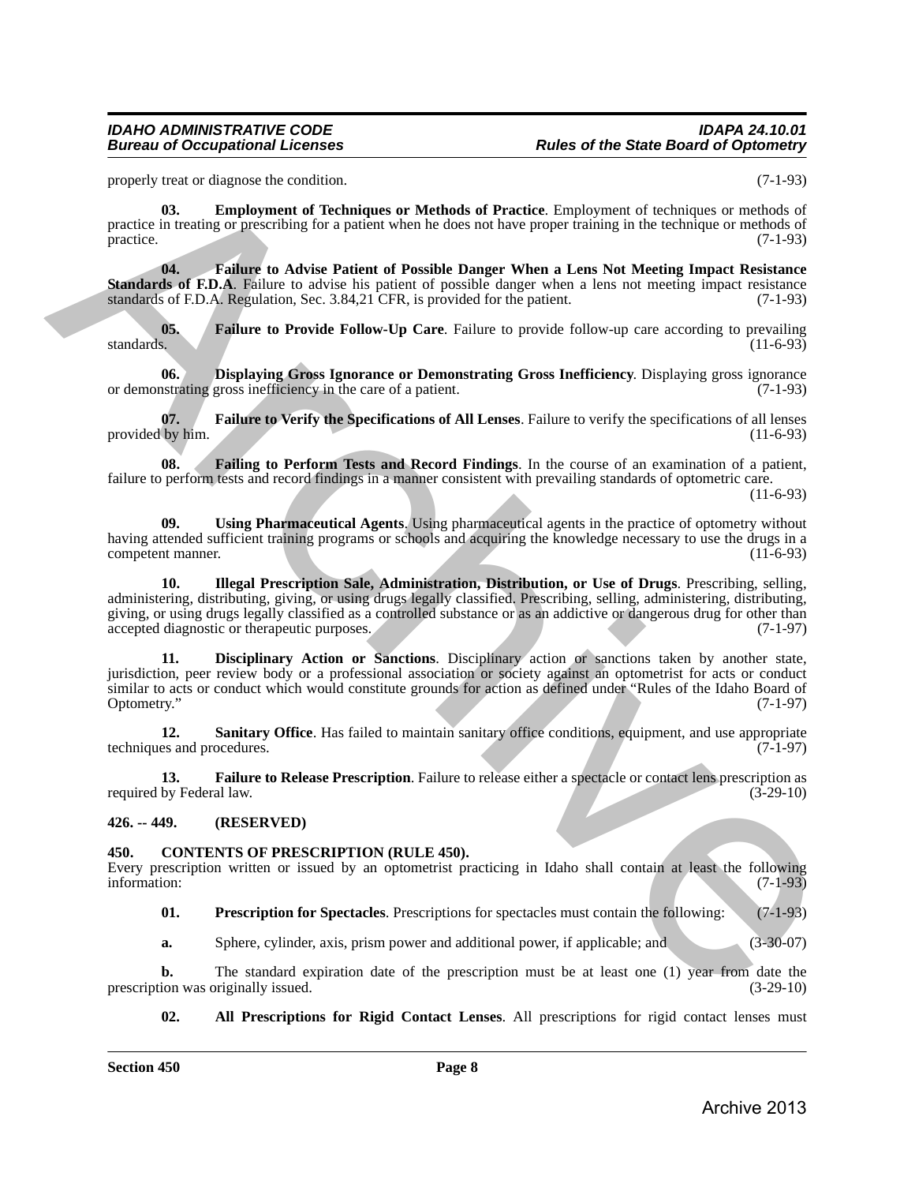properly treat or diagnose the condition. (7-1-93)

**03. Employment of Techniques or Methods of Practice**. Employment of techniques or methods of practice in treating or prescribing for a patient when he does not have proper training in the technique or methods of practice. (7-1-93)

**04. Failure to Advise Patient of Possible Danger When a Lens Not Meeting Impact Resistance Standards of F.D.A**. Failure to advise his patient of possible danger when a lens not meeting impact resistance standards of F.D.A. Regulation, Sec. 3.84,21 CFR, is provided for the patient. (7-1-93)

**05. Failure to Provide Follow-Up Care**. Failure to provide follow-up care according to prevailing standards. (11-6-93)

**06. Displaying Gross Ignorance or Demonstrating Gross Inefficiency**. Displaying gross ignorance or demonstrating gross inefficiency in the care of a patient. (7-1-93)

**07. Failure to Verify the Specifications of All Lenses**. Failure to verify the specifications of all lenses provided by him. (11-6-93)

**08. Failing to Perform Tests and Record Findings**. In the course of an examination of a patient, failure to perform tests and record findings in a manner consistent with prevailing standards of optometric care. (11-6-93)

**09. Using Pharmaceutical Agents**. Using pharmaceutical agents in the practice of optometry without having attended sufficient training programs or schools and acquiring the knowledge necessary to use the drugs in a competent manner. (11-6-93)

**10. Illegal Prescription Sale, Administration, Distribution, or Use of Drugs**. Prescribing, selling, administering, distributing, giving, or using drugs legally classified. Prescribing, selling, administering, distributing, giving, or using drugs legally classified as a controlled substance or as an addictive or dangerous drug for other than accepted diagnostic or therapeutic purposes. (7-1-97)

**11. Disciplinary Action or Sanctions**. Disciplinary action or sanctions taken by another state, jurisdiction, peer review body or a professional association or society against an optometrist for acts or conduct similar to acts or conduct which would constitute grounds for action as defined under "Rules of the Idaho Board of Optometry." (7-1-97)

**12. Sanitary Office**. Has failed to maintain sanitary office conditions, equipment, and use appropriate techniques and procedures. (7-1-97)

**13. Failure to Release Prescription**. Failure to release either a spectacle or contact lens prescription as required by Federal law. (3-29-10)

## 426. -- 449. (RESERVED)

## 450. CONTENTS OF PRESCRIPTION (RULE 450).

Every prescription written or issued by an optometrist practicing in Idaho shall contain at least the following information: (7-1-93)

**01. Prescription for Spectacles**. Prescriptions for spectacles must contain the following: (7-1-93)

**a.** Sphere, cylinder, axis, prism power and additional power, if applicable; and (3-30-07)

**b.** The standard expiration date of the prescription must be at least one (1) year from date the prescription was originally issued. (3-29-10)

**02. All Prescriptions for Rigid Contact Lenses**. All prescriptions for rigid contact lenses must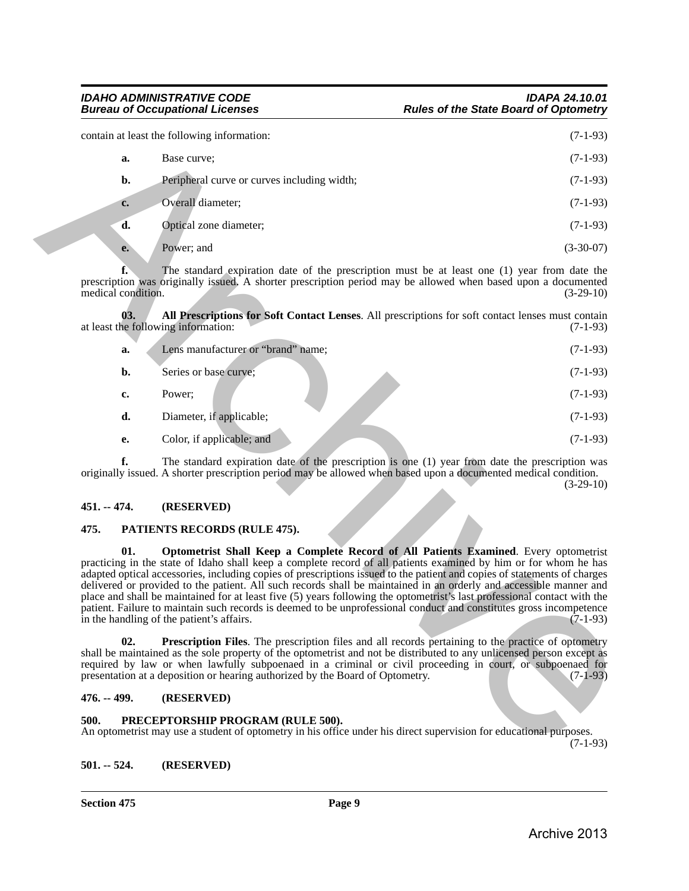contain at least the following information: (7-1-93)

**a.** Base curve; (7-1-93)

**b.** Peripheral curve or curves including width; (7-1-93)

**c.** Overall diameter; (7-1-93)

**d.** Optical zone diameter; (7-1-93)

**e.** Power; and (3-30-07)

**f.** The standard expiration date of the prescription must be at least one (1) year from date the prescription was originally issued. A shorter prescription period may be allowed when based upon a documented medical condition. (3-29-10)

**03. All Prescriptions for Soft Contact Lenses**. All prescriptions for soft contact lenses must contain at least the following information: (7-1-93)

**a.** Lens manufacturer or "brand" name; (7-1-93)

**b.** Series or base curve; (7-1-93)

**c.** Power; (7-1-93)

**d.** Diameter, if applicable; (7-1-93)

**e.** Color, if applicable; and (7-1-93)

**f.** The standard expiration date of the prescription is one (1) year from date the prescription was originally issued. A shorter prescription period may be allowed when based upon a documented medical condition. (3-29-10)

## 451. -- 474. (RESERVED)

## 475. PATIENTS RECORDS (RULE 475).

**01. Optometrist Shall Keep a Complete Record of All Patients Examined**. Every optometrist practicing in the state of Idaho shall keep a complete record of all patients examined by him or for whom he has adapted optical accessories, including copies of prescriptions issued to the patient and copies of statements of charges delivered or provided to the patient. All such records shall be maintained in an orderly and accessible manner and place and shall be maintained for at least five (5) years following the optometrist's last professional contact with the patient. Failure to maintain such records is deemed to be unprofessional conduct and constitutes gross incompetence in the handling of the patient's affairs. (7-1-93)

**02. Prescription Files**. The prescription files and all records pertaining to the practice of optometry shall be maintained as the sole property of the optometrist and not be distributed to any unlicensed person except as required by law or when lawfully subpoenaed in a criminal or civil proceeding in court, or subpoenaed for presentation at a deposition or hearing authorized by the Board of Optometry. (7-1-93)

## 476. -- 499. (RESERVED)

## 500. PRECEPTORSHIP PROGRAM (RULE 500).

An optometrist may use a student of optometry in his office under his direct supervision for educational purposes. (7-1-93)

## 501. -- 524. (RESERVED)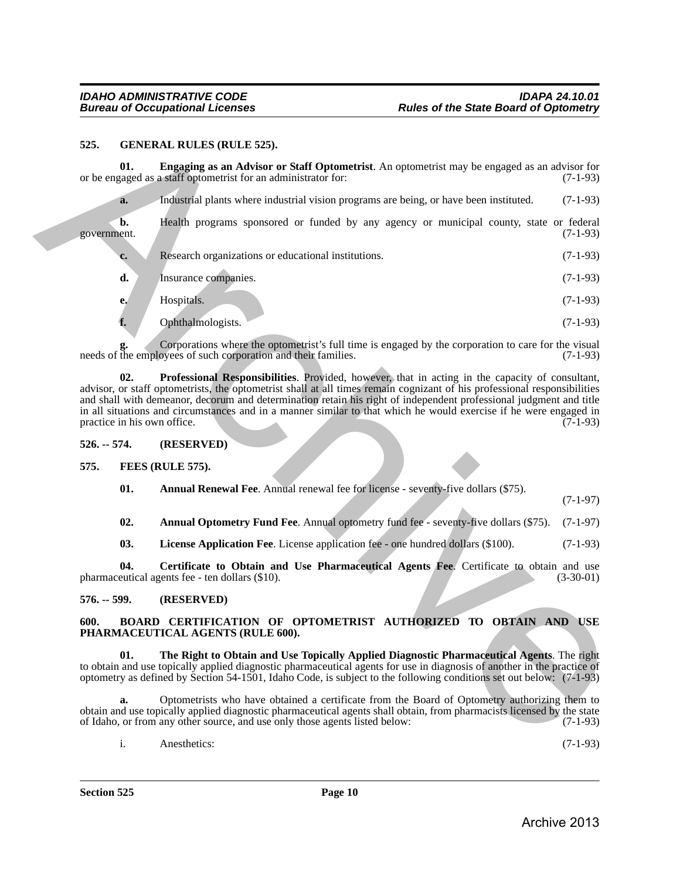### 525. GENERAL RULES (RULE 525).

**01. Engaging as an Advisor or Staff Optometrist**. An optometrist may be engaged as an advisor for or be engaged as a staff optometrist for an administrator for: (7-1-93)

**a.** Industrial plants where industrial vision programs are being, or have been instituted. (7-1-93)

**b.** Health programs sponsored or funded by any agency or municipal county, state or federal government. (7-1-93)

**c.** Research organizations or educational institutions. (7-1-93)

**d.** Insurance companies. (7-1-93)

**e.** Hospitals. (7-1-93)

**f.** Ophthalmologists. (7-1-93)

**g.** Corporations where the optometrist's full time is engaged by the corporation to care for the visual needs of the employees of such corporation and their families. (7-1-93)

**02. Professional Responsibilities**. Provided, however, that in acting in the capacity of consultant, advisor, or staff optometrists, the optometrist shall at all times remain cognizant of his professional responsibilities and shall with demeanor, decorum and determination retain his right of independent professional judgment and title in all situations and circumstances and in a manner similar to that which he would exercise if he were engaged in practice in his own office. (7-1-93)

### 526. -- 574. (RESERVED)

### 575. FEES (RULE 575).

**01. Annual Renewal Fee**. Annual renewal fee for license - seventy-five dollars ($75). (7-1-97)

**02. Annual Optometry Fund Fee**. Annual optometry fund fee - seventy-five dollars ($75). (7-1-97)

**03. License Application Fee**. License application fee - one hundred dollars ($100). (7-1-93)

**04. Certificate to Obtain and Use Pharmaceutical Agents Fee**. Certificate to obtain and use pharmaceutical agents fee - ten dollars ($10). (3-30-01)

### 576. -- 599. (RESERVED)

### 600. BOARD CERTIFICATION OF OPTOMETRIST AUTHORIZED TO OBTAIN AND USE PHARMACEUTICAL AGENTS (RULE 600).

**01. The Right to Obtain and Use Topically Applied Diagnostic Pharmaceutical Agents**. The right to obtain and use topically applied diagnostic pharmaceutical agents for use in diagnosis of another in the practice of optometry as defined by Section 54-1501, Idaho Code, is subject to the following conditions set out below: (7-1-93)

**a.** Optometrists who have obtained a certificate from the Board of Optometry authorizing them to obtain and use topically applied diagnostic pharmaceutical agents shall obtain, from pharmacists licensed by the state of Idaho, or from any other source, and use only those agents listed below: (7-1-93)

i. Anesthetics: (7-1-93)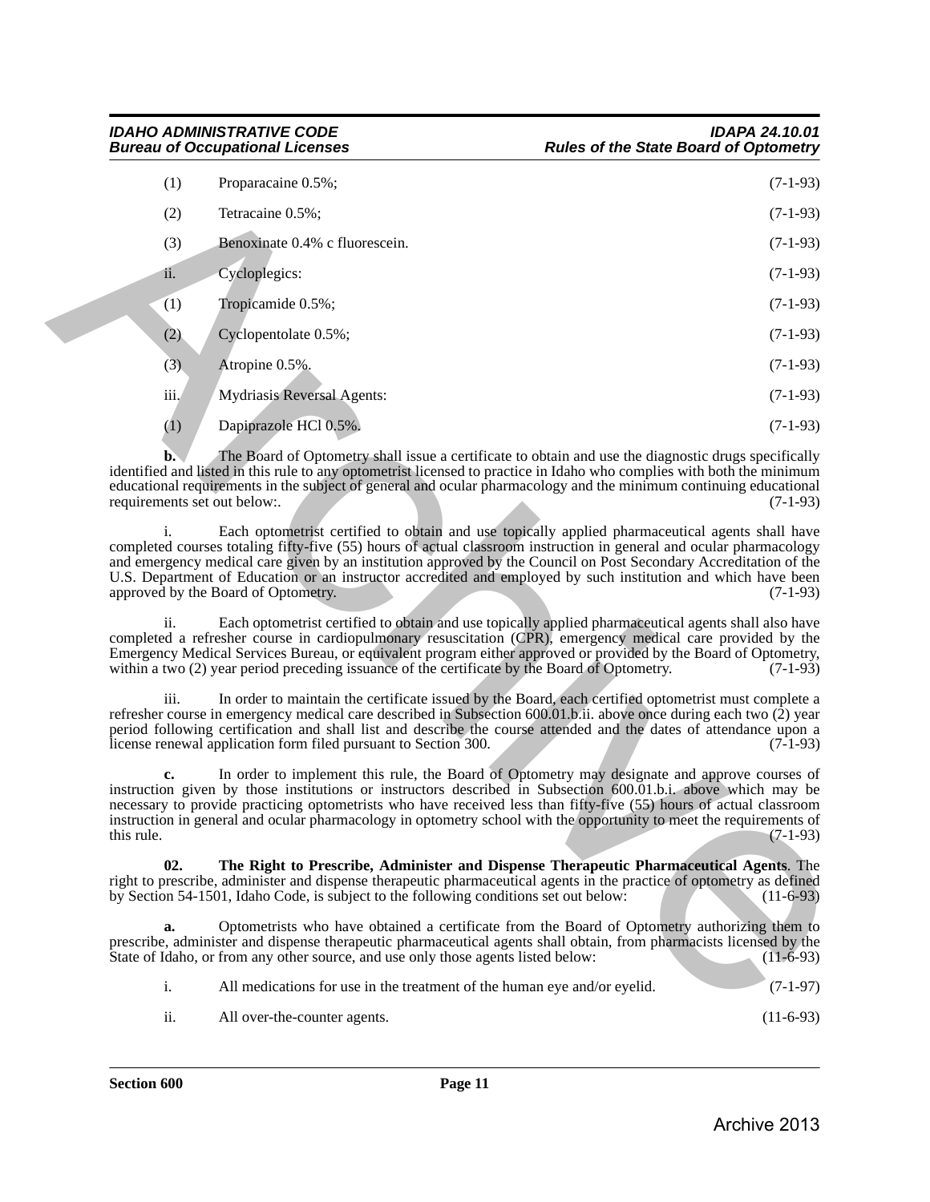(1) Proparacaine 0.5%; (7-1-93)

(2) Tetracaine 0.5%; (7-1-93)

(3) Benoxinate 0.4% c fluorescein. (7-1-93)

ii. Cycloplegics: (7-1-93)

(1) Tropicamide 0.5%; (7-1-93)

(2) Cyclopentolate 0.5%; (7-1-93)

(3) Atropine 0.5%. (7-1-93)

iii. Mydriasis Reversal Agents: (7-1-93)

(1) Dapiprazole HCl 0.5%. (7-1-93)

**b.** The Board of Optometry shall issue a certificate to obtain and use the diagnostic drugs specifically identified and listed in this rule to any optometrist licensed to practice in Idaho who complies with both the minimum educational requirements in the subject of general and ocular pharmacology and the minimum continuing educational requirements set out below:. (7-1-93)

i. Each optometrist certified to obtain and use topically applied pharmaceutical agents shall have completed courses totaling fifty-five (55) hours of actual classroom instruction in general and ocular pharmacology and emergency medical care given by an institution approved by the Council on Post Secondary Accreditation of the U.S. Department of Education or an instructor accredited and employed by such institution and which have been approved by the Board of Optometry. (7-1-93)

ii. Each optometrist certified to obtain and use topically applied pharmaceutical agents shall also have completed a refresher course in cardiopulmonary resuscitation (CPR), emergency medical care provided by the Emergency Medical Services Bureau, or equivalent program either approved or provided by the Board of Optometry, within a two (2) year period preceding issuance of the certificate by the Board of Optometry. (7-1-93)

iii. In order to maintain the certificate issued by the Board, each certified optometrist must complete a refresher course in emergency medical care described in Subsection 600.01.b.ii. above once during each two (2) year period following certification and shall list and describe the course attended and the dates of attendance upon a license renewal application form filed pursuant to Section 300. (7-1-93)

**c.** In order to implement this rule, the Board of Optometry may designate and approve courses of instruction given by those institutions or instructors described in Subsection 600.01.b.i. above which may be necessary to provide practicing optometrists who have received less than fifty-five (55) hours of actual classroom instruction in general and ocular pharmacology in optometry school with the opportunity to meet the requirements of this rule. (7-1-93)

**02. The Right to Prescribe, Administer and Dispense Therapeutic Pharmaceutical Agents**. The right to prescribe, administer and dispense therapeutic pharmaceutical agents in the practice of optometry as defined by Section 54-1501, Idaho Code, is subject to the following conditions set out below: (11-6-93)

**a.** Optometrists who have obtained a certificate from the Board of Optometry authorizing them to prescribe, administer and dispense therapeutic pharmaceutical agents shall obtain, from pharmacists licensed by the State of Idaho, or from any other source, and use only those agents listed below: (11-6-93)

i. All medications for use in the treatment of the human eye and/or eyelid. (7-1-97)

ii. All over-the-counter agents. (11-6-93)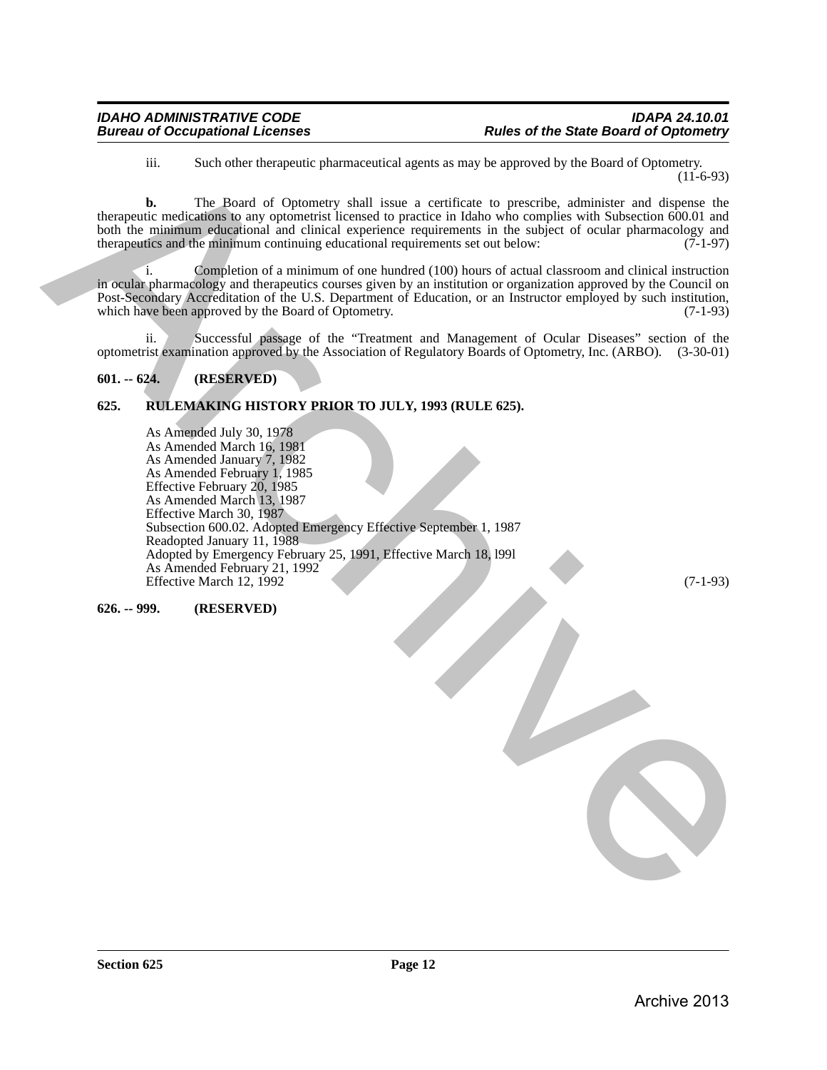iii. Such other therapeutic pharmaceutical agents as may be approved by the Board of Optometry. (11-6-93)

**b.** The Board of Optometry shall issue a certificate to prescribe, administer and dispense the therapeutic medications to any optometrist licensed to practice in Idaho who complies with Subsection 600.01 and both the minimum educational and clinical experience requirements in the subject of ocular pharmacology and therapeutics and the minimum continuing educational requirements set out below: (7-1-97)

i. Completion of a minimum of one hundred (100) hours of actual classroom and clinical instruction in ocular pharmacology and therapeutics courses given by an institution or organization approved by the Council on Post-Secondary Accreditation of the U.S. Department of Education, or an Instructor employed by such institution, which have been approved by the Board of Optometry. (7-1-93)

ii. Successful passage of the "Treatment and Management of Ocular Diseases" section of the optometrist examination approved by the Association of Regulatory Boards of Optometry, Inc. (ARBO). (3-30-01)

**601. -- 624. (RESERVED)**

**625. RULEMAKING HISTORY PRIOR TO JULY, 1993 (RULE 625).**

As Amended July 30, 1978
As Amended March 16, 1981
As Amended January 7, 1982
As Amended February 1, 1985
Effective February 20, 1985
As Amended March 13, 1987
Effective March 30, 1987
Subsection 600.02. Adopted Emergency Effective September 1, 1987
Readopted January 11, 1988
Adopted by Emergency February 25, 1991, Effective March 18, l99l
As Amended February 21, 1992
Effective March 12, 1992 (7-1-93)

**626. -- 999. (RESERVED)**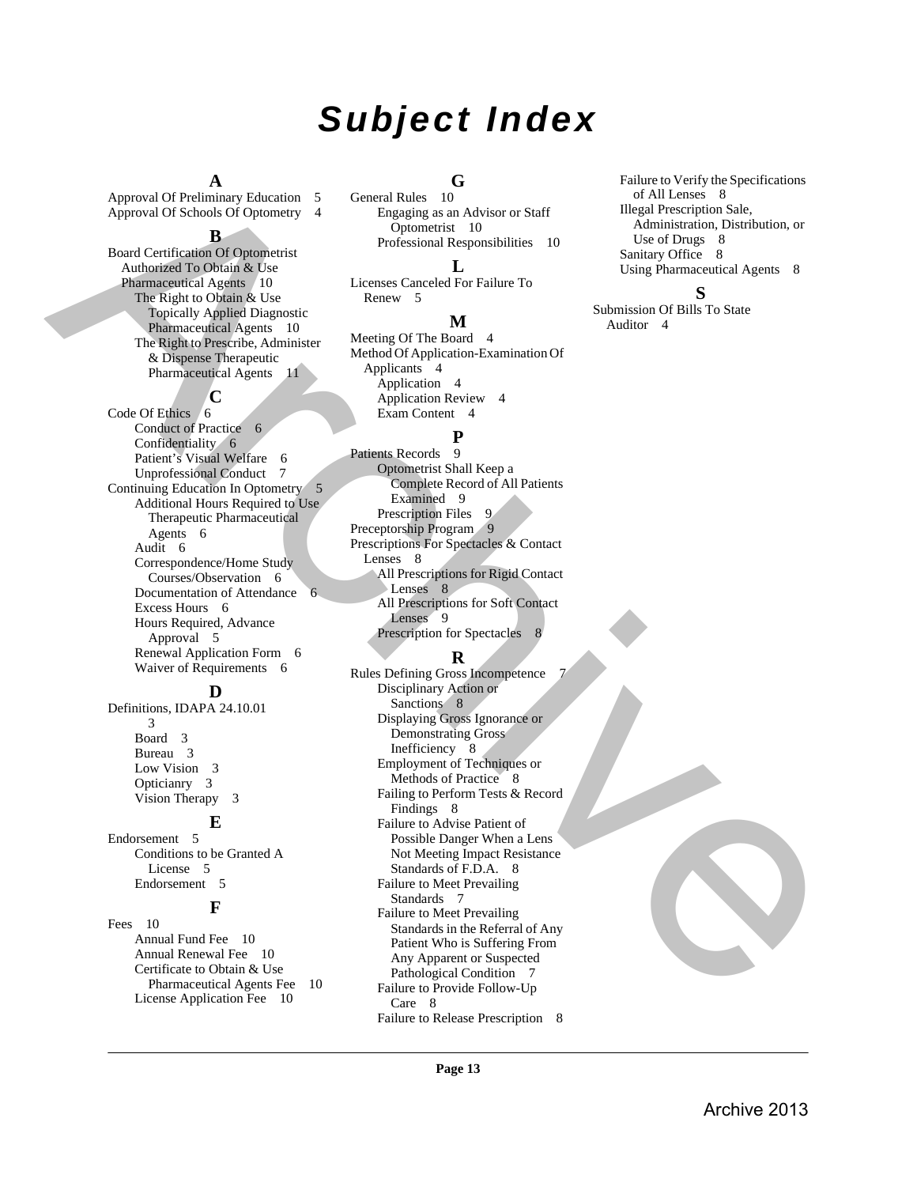# Subject Index

## A

Approval Of Preliminary Education 5
Approval Of Schools Of Optometry 4

## B

Board Certification Of Optometrist Authorized To Obtain & Use Pharmaceutical Agents 10
- The Right to Obtain & Use Topically Applied Diagnostic Pharmaceutical Agents 10
- The Right to Prescribe, Administer & Dispense Therapeutic Pharmaceutical Agents 11

## C

Code Of Ethics 6
- Conduct of Practice 6
- Confidentiality 6
- Patient's Visual Welfare 6
- Unprofessional Conduct 7

Continuing Education In Optometry 5
- Additional Hours Required to Use Therapeutic Pharmaceutical Agents 6
- Audit 6
- Correspondence/Home Study Courses/Observation 6
- Documentation of Attendance 6
- Excess Hours 6
- Hours Required, Advance Approval 5
- Renewal Application Form 6
- Waiver of Requirements 6

## D

Definitions, IDAPA 24.10.01 3
- Board 3
- Bureau 3
- Low Vision 3
- Opticianry 3
- Vision Therapy 3

## E

Endorsement 5
- Conditions to be Granted A License 5
- Endorsement 5

## F

Fees 10
- Annual Fund Fee 10
- Annual Renewal Fee 10
- Certificate to Obtain & Use Pharmaceutical Agents Fee 10
- License Application Fee 10

## G

General Rules 10
- Engaging as an Advisor or Staff Optometrist 10
- Professional Responsibilities 10

## L

Licenses Canceled For Failure To Renew 5

## M

Meeting Of The Board 4
Method Of Application-Examination Of Applicants 4
- Application 4
- Application Review 4
- Exam Content 4

## P

Patients Records 9
- Optometrist Shall Keep a Complete Record of All Patients Examined 9
- Prescription Files 9

Preceptorship Program 9
Prescriptions For Spectacles & Contact Lenses 8
- All Prescriptions for Rigid Contact Lenses 8
- All Prescriptions for Soft Contact Lenses 9
- Prescription for Spectacles 8

## R

Rules Defining Gross Incompetence 7
- Disciplinary Action or Sanctions 8
- Displaying Gross Ignorance or Demonstrating Gross Inefficiency 8
- Employment of Techniques or Methods of Practice 8
- Failing to Perform Tests & Record Findings 8
- Failure to Advise Patient of Possible Danger When a Lens Not Meeting Impact Resistance Standards of F.D.A. 8
- Failure to Meet Prevailing Standards 7
- Failure to Meet Prevailing Standards in the Referral of Any Patient Who is Suffering From Any Apparent or Suspected Pathological Condition 7
- Failure to Provide Follow-Up Care 8
- Failure to Release Prescription 8
- Failure to Verify the Specifications of All Lenses 8
- Illegal Prescription Sale, Administration, Distribution, or Use of Drugs 8
- Sanitary Office 8
- Using Pharmaceutical Agents 8

## S

Submission Of Bills To State Auditor 4